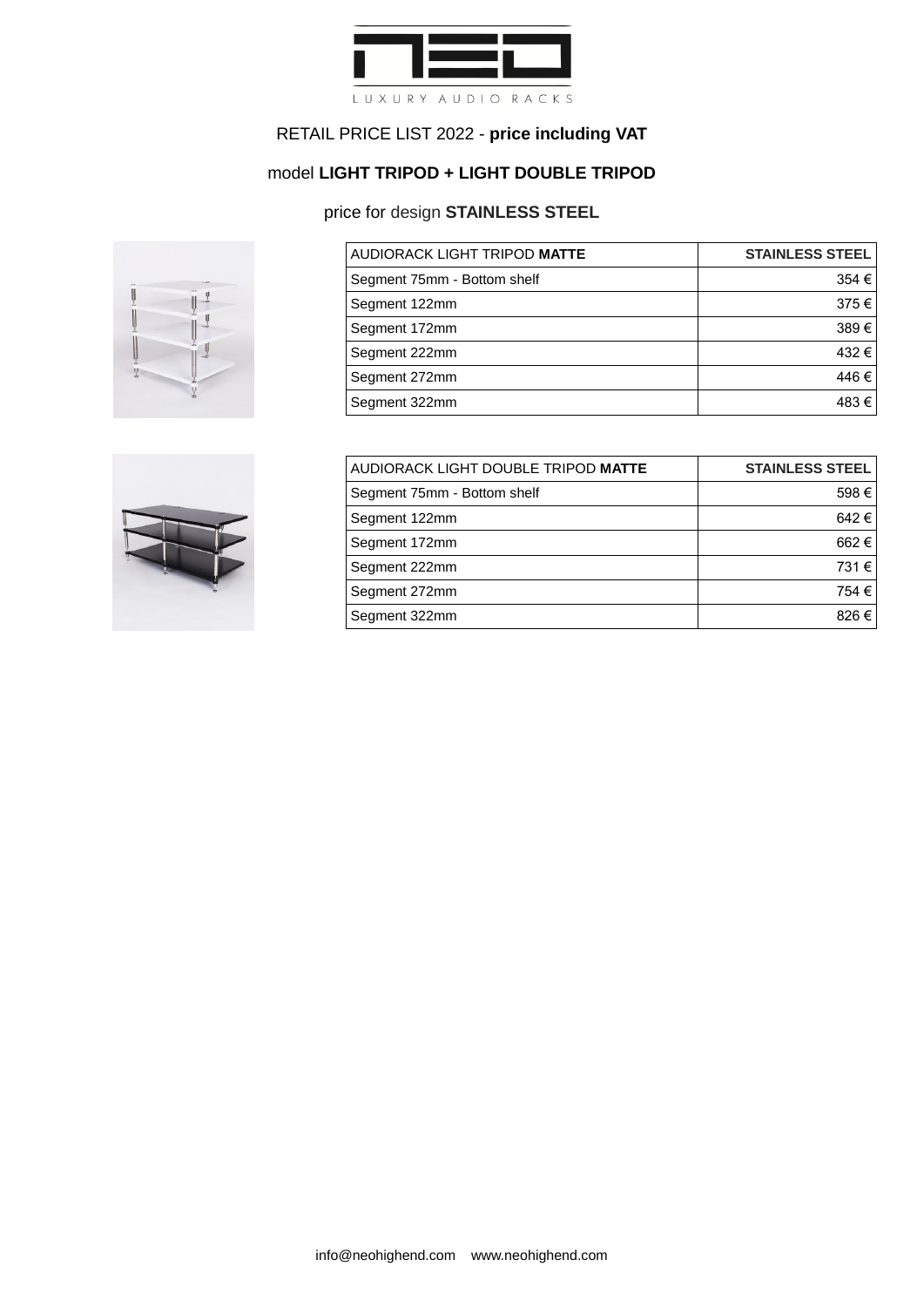LUXURY AUDIO RACKS

RETAIL PRICE LIST 2022 - **price including VAT**

model **LIGHT TRIPOD + LIGHT DOUBLE TRIPOD**

price for design **STAINLESS STEEL**

| AUDIORACK LIGHT TRIPOD **MATTE** | **STAINLESS STEEL** |
|---|---:|
| Segment 75mm - Bottom shelf | 354 € |
| Segment 122mm | 375 € |
| Segment 172mm | 389 € |
| Segment 222mm | 432 € |
| Segment 272mm | 446 € |
| Segment 322mm | 483 € |

| AUDIORACK LIGHT DOUBLE TRIPOD **MATTE** | **STAINLESS STEEL** |
|---|---:|
| Segment 75mm - Bottom shelf | 598 € |
| Segment 122mm | 642 € |
| Segment 172mm | 662 € |
| Segment 222mm | 731 € |
| Segment 272mm | 754 € |
| Segment 322mm | 826 € |

info@neohighend.com www.neohighend.com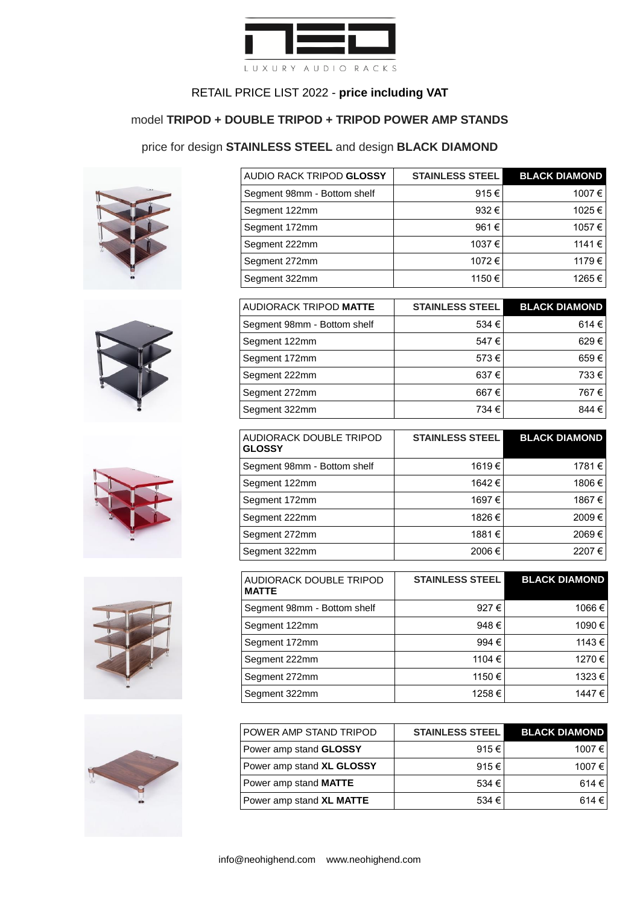NEO LUXURY AUDIO RACKS

RETAIL PRICE LIST 2022 - **price including VAT**

model **TRIPOD + DOUBLE TRIPOD + TRIPOD POWER AMP STANDS**

price for design **STAINLESS STEEL** and design **BLACK DIAMOND**

| AUDIO RACK TRIPOD **GLOSSY** | STAINLESS STEEL | BLACK DIAMOND |
|---|---|---|
| Segment 98mm - Bottom shelf | 915 € | 1007 € |
| Segment 122mm | 932 € | 1025 € |
| Segment 172mm | 961 € | 1057 € |
| Segment 222mm | 1037 € | 1141 € |
| Segment 272mm | 1072 € | 1179 € |
| Segment 322mm | 1150 € | 1265 € |

| AUDIORACK TRIPOD **MATTE** | STAINLESS STEEL | BLACK DIAMOND |
|---|---|---|
| Segment 98mm - Bottom shelf | 534 € | 614 € |
| Segment 122mm | 547 € | 629 € |
| Segment 172mm | 573 € | 659 € |
| Segment 222mm | 637 € | 733 € |
| Segment 272mm | 667 € | 767 € |
| Segment 322mm | 734 € | 844 € |

| AUDIORACK DOUBLE TRIPOD **GLOSSY** | STAINLESS STEEL | BLACK DIAMOND |
|---|---|---|
| Segment 98mm - Bottom shelf | 1619 € | 1781 € |
| Segment 122mm | 1642 € | 1806 € |
| Segment 172mm | 1697 € | 1867 € |
| Segment 222mm | 1826 € | 2009 € |
| Segment 272mm | 1881 € | 2069 € |
| Segment 322mm | 2006 € | 2207 € |

| AUDIORACK DOUBLE TRIPOD **MATTE** | STAINLESS STEEL | BLACK DIAMOND |
|---|---|---|
| Segment 98mm - Bottom shelf | 927 € | 1066 € |
| Segment 122mm | 948 € | 1090 € |
| Segment 172mm | 994 € | 1143 € |
| Segment 222mm | 1104 € | 1270 € |
| Segment 272mm | 1150 € | 1323 € |
| Segment 322mm | 1258 € | 1447 € |

| POWER AMP STAND TRIPOD | STAINLESS STEEL | BLACK DIAMOND |
|---|---|---|
| Power amp stand **GLOSSY** | 915 € | 1007 € |
| Power amp stand **XL GLOSSY** | 915 € | 1007 € |
| Power amp stand **MATTE** | 534 € | 614 € |
| Power amp stand **XL MATTE** | 534 € | 614 € |

info@neohighend.com www.neohighend.com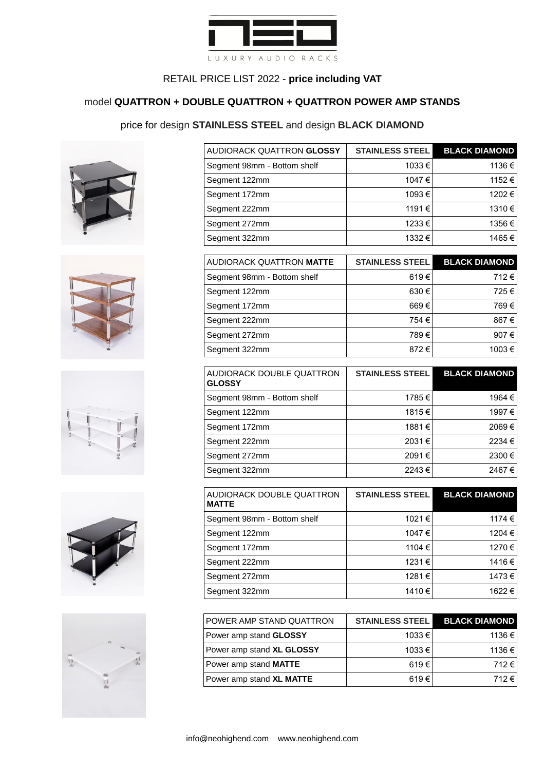NEO

LUXURY AUDIO RACKS

RETAIL PRICE LIST 2022 - **price including VAT**

model **QUATTRON + DOUBLE QUATTRON + QUATTRON POWER AMP STANDS**

price for design **STAINLESS STEEL** and design **BLACK DIAMOND**

| AUDIORACK QUATTRON **GLOSSY** | STAINLESS STEEL | BLACK DIAMOND |
|---|---|---|
| Segment 98mm - Bottom shelf | 1033 € | 1136 € |
| Segment 122mm | 1047 € | 1152 € |
| Segment 172mm | 1093 € | 1202 € |
| Segment 222mm | 1191 € | 1310 € |
| Segment 272mm | 1233 € | 1356 € |
| Segment 322mm | 1332 € | 1465 € |

| AUDIORACK QUATTRON **MATTE** | STAINLESS STEEL | BLACK DIAMOND |
|---|---|---|
| Segment 98mm - Bottom shelf | 619 € | 712 € |
| Segment 122mm | 630 € | 725 € |
| Segment 172mm | 669 € | 769 € |
| Segment 222mm | 754 € | 867 € |
| Segment 272mm | 789 € | 907 € |
| Segment 322mm | 872 € | 1003 € |

| AUDIORACK DOUBLE QUATTRON **GLOSSY** | STAINLESS STEEL | BLACK DIAMOND |
|---|---|---|
| Segment 98mm - Bottom shelf | 1785 € | 1964 € |
| Segment 122mm | 1815 € | 1997 € |
| Segment 172mm | 1881 € | 2069 € |
| Segment 222mm | 2031 € | 2234 € |
| Segment 272mm | 2091 € | 2300 € |
| Segment 322mm | 2243 € | 2467 € |

| AUDIORACK DOUBLE QUATTRON **MATTE** | STAINLESS STEEL | BLACK DIAMOND |
|---|---|---|
| Segment 98mm - Bottom shelf | 1021 € | 1174 € |
| Segment 122mm | 1047 € | 1204 € |
| Segment 172mm | 1104 € | 1270 € |
| Segment 222mm | 1231 € | 1416 € |
| Segment 272mm | 1281 € | 1473 € |
| Segment 322mm | 1410 € | 1622 € |

| POWER AMP STAND QUATTRON | STAINLESS STEEL | BLACK DIAMOND |
|---|---|---|
| Power amp stand **GLOSSY** | 1033 € | 1136 € |
| Power amp stand **XL GLOSSY** | 1033 € | 1136 € |
| Power amp stand **MATTE** | 619 € | 712 € |
| Power amp stand **XL MATTE** | 619 € | 712 € |

info@neohighend.com www.neohighend.com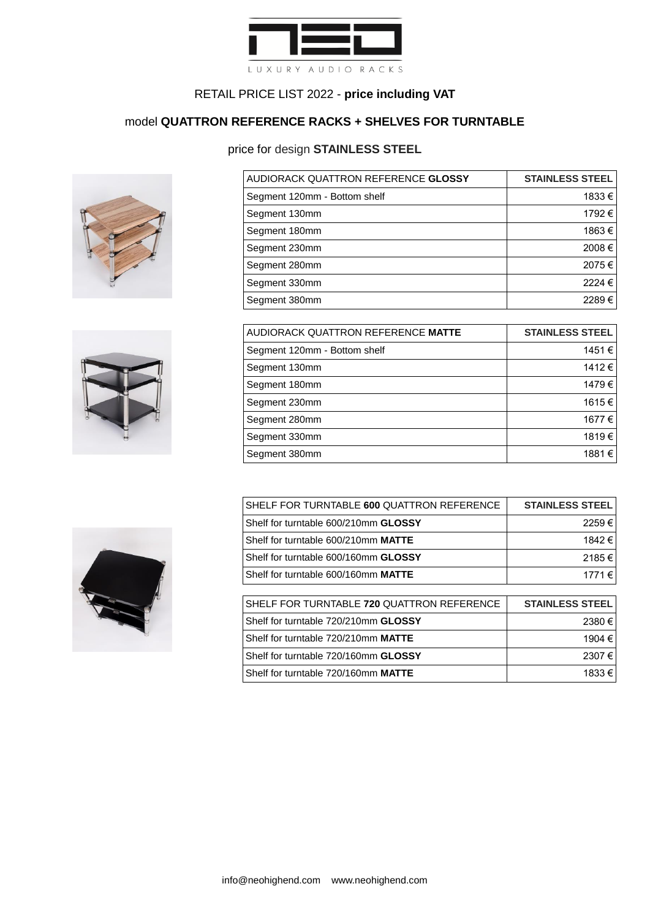LUXURY AUDIO RACKS

RETAIL PRICE LIST 2022 - **price including VAT**

model **QUATTRON REFERENCE RACKS + SHELVES FOR TURNTABLE**

price for design **STAINLESS STEEL**

| AUDIORACK QUATTRON REFERENCE **GLOSSY** | **STAINLESS STEEL** |
|---|---:|
| Segment 120mm - Bottom shelf | 1833 € |
| Segment 130mm | 1792 € |
| Segment 180mm | 1863 € |
| Segment 230mm | 2008 € |
| Segment 280mm | 2075 € |
| Segment 330mm | 2224 € |
| Segment 380mm | 2289 € |

| AUDIORACK QUATTRON REFERENCE **MATTE** | **STAINLESS STEEL** |
|---|---:|
| Segment 120mm - Bottom shelf | 1451 € |
| Segment 130mm | 1412 € |
| Segment 180mm | 1479 € |
| Segment 230mm | 1615 € |
| Segment 280mm | 1677 € |
| Segment 330mm | 1819 € |
| Segment 380mm | 1881 € |

| SHELF FOR TURNTABLE **600** QUATTRON REFERENCE | **STAINLESS STEEL** |
|---|---:|
| Shelf for turntable 600/210mm **GLOSSY** | 2259 € |
| Shelf for turntable 600/210mm **MATTE** | 1842 € |
| Shelf for turntable 600/160mm **GLOSSY** | 2185 € |
| Shelf for turntable 600/160mm **MATTE** | 1771 € |

| SHELF FOR TURNTABLE **720** QUATTRON REFERENCE | **STAINLESS STEEL** |
|---|---:|
| Shelf for turntable 720/210mm **GLOSSY** | 2380 € |
| Shelf for turntable 720/210mm **MATTE** | 1904 € |
| Shelf for turntable 720/160mm **GLOSSY** | 2307 € |
| Shelf for turntable 720/160mm **MATTE** | 1833 € |

info@neohighend.com www.neohighend.com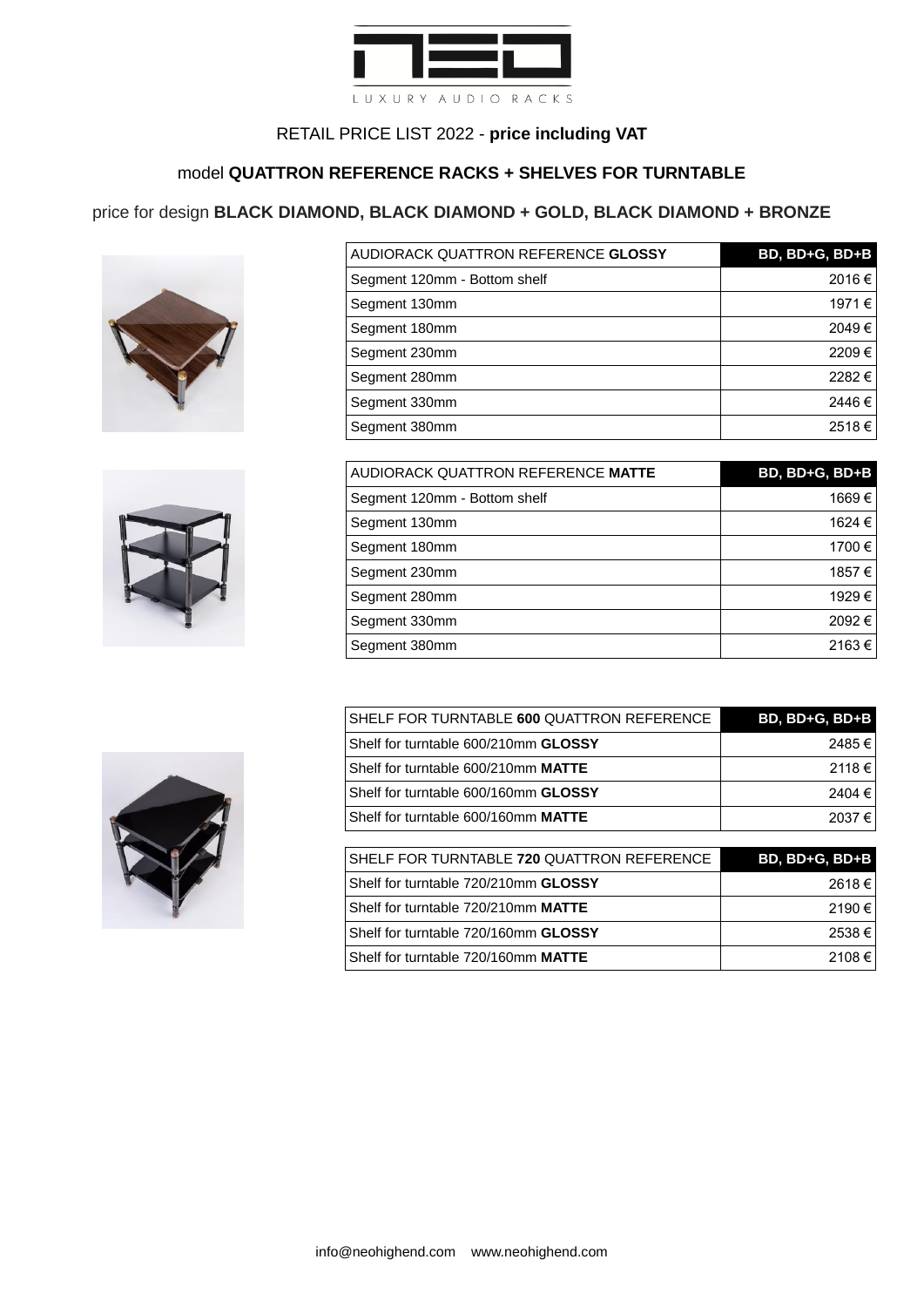RETAIL PRICE LIST 2022 - **price including VAT**

model **QUATTRON REFERENCE RACKS + SHELVES FOR TURNTABLE**

price for design **BLACK DIAMOND, BLACK DIAMOND + GOLD, BLACK DIAMOND + BRONZE**

| AUDIORACK QUATTRON REFERENCE **GLOSSY** | **BD, BD+G, BD+B** |
|---|---|
| Segment 120mm - Bottom shelf | 2016 € |
| Segment 130mm | 1971 € |
| Segment 180mm | 2049 € |
| Segment 230mm | 2209 € |
| Segment 280mm | 2282 € |
| Segment 330mm | 2446 € |
| Segment 380mm | 2518 € |

| AUDIORACK QUATTRON REFERENCE **MATTE** | **BD, BD+G, BD+B** |
|---|---|
| Segment 120mm - Bottom shelf | 1669 € |
| Segment 130mm | 1624 € |
| Segment 180mm | 1700 € |
| Segment 230mm | 1857 € |
| Segment 280mm | 1929 € |
| Segment 330mm | 2092 € |
| Segment 380mm | 2163 € |

| SHELF FOR TURNTABLE **600** QUATTRON REFERENCE | **BD, BD+G, BD+B** |
|---|---|
| Shelf for turntable 600/210mm **GLOSSY** | 2485 € |
| Shelf for turntable 600/210mm **MATTE** | 2118 € |
| Shelf for turntable 600/160mm **GLOSSY** | 2404 € |
| Shelf for turntable 600/160mm **MATTE** | 2037 € |

| SHELF FOR TURNTABLE **720** QUATTRON REFERENCE | **BD, BD+G, BD+B** |
|---|---|
| Shelf for turntable 720/210mm **GLOSSY** | 2618 € |
| Shelf for turntable 720/210mm **MATTE** | 2190 € |
| Shelf for turntable 720/160mm **GLOSSY** | 2538 € |
| Shelf for turntable 720/160mm **MATTE** | 2108 € |

info@neohighend.com www.neohighend.com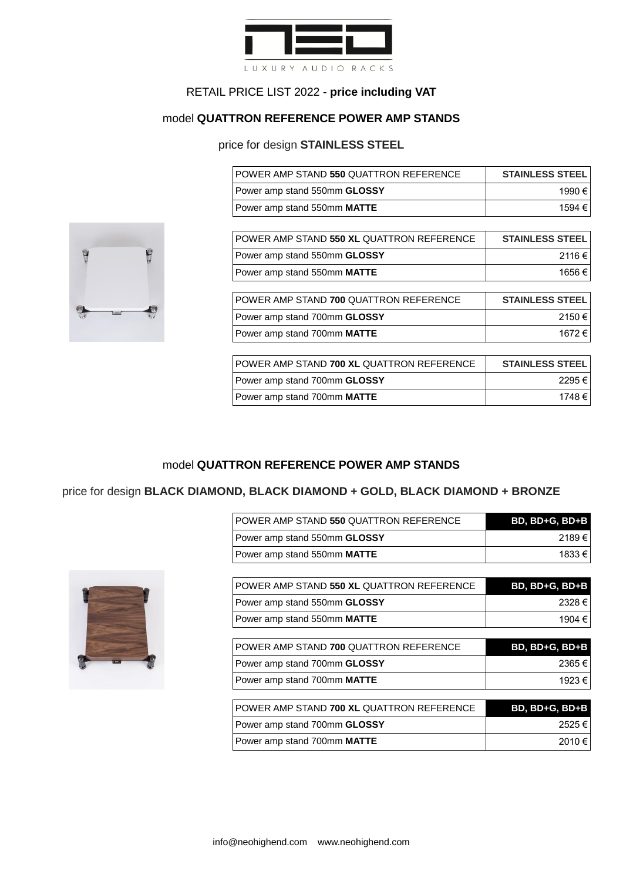LUXURY AUDIO RACKS

RETAIL PRICE LIST 2022 - **price including VAT**

model **QUATTRON REFERENCE POWER AMP STANDS**

price for design **STAINLESS STEEL**

| POWER AMP STAND **550** QUATTRON REFERENCE | **STAINLESS STEEL** |
|---|---|
| Power amp stand 550mm **GLOSSY** | 1990 € |
| Power amp stand 550mm **MATTE** | 1594 € |

| POWER AMP STAND **550 XL** QUATTRON REFERENCE | **STAINLESS STEEL** |
|---|---|
| Power amp stand 550mm **GLOSSY** | 2116 € |
| Power amp stand 550mm **MATTE** | 1656 € |

| POWER AMP STAND **700** QUATTRON REFERENCE | **STAINLESS STEEL** |
|---|---|
| Power amp stand 700mm **GLOSSY** | 2150 € |
| Power amp stand 700mm **MATTE** | 1672 € |

| POWER AMP STAND **700 XL** QUATTRON REFERENCE | **STAINLESS STEEL** |
|---|---|
| Power amp stand 700mm **GLOSSY** | 2295 € |
| Power amp stand 700mm **MATTE** | 1748 € |

model **QUATTRON REFERENCE POWER AMP STANDS**

price for design **BLACK DIAMOND, BLACK DIAMOND + GOLD, BLACK DIAMOND + BRONZE**

| POWER AMP STAND **550** QUATTRON REFERENCE | **BD, BD+G, BD+B** |
|---|---|
| Power amp stand 550mm **GLOSSY** | 2189 € |
| Power amp stand 550mm **MATTE** | 1833 € |

| POWER AMP STAND **550 XL** QUATTRON REFERENCE | **BD, BD+G, BD+B** |
|---|---|
| Power amp stand 550mm **GLOSSY** | 2328 € |
| Power amp stand 550mm **MATTE** | 1904 € |

| POWER AMP STAND **700** QUATTRON REFERENCE | **BD, BD+G, BD+B** |
|---|---|
| Power amp stand 700mm **GLOSSY** | 2365 € |
| Power amp stand 700mm **MATTE** | 1923 € |

| POWER AMP STAND **700 XL** QUATTRON REFERENCE | **BD, BD+G, BD+B** |
|---|---|
| Power amp stand 700mm **GLOSSY** | 2525 € |
| Power amp stand 700mm **MATTE** | 2010 € |

info@neohighend.com www.neohighend.com